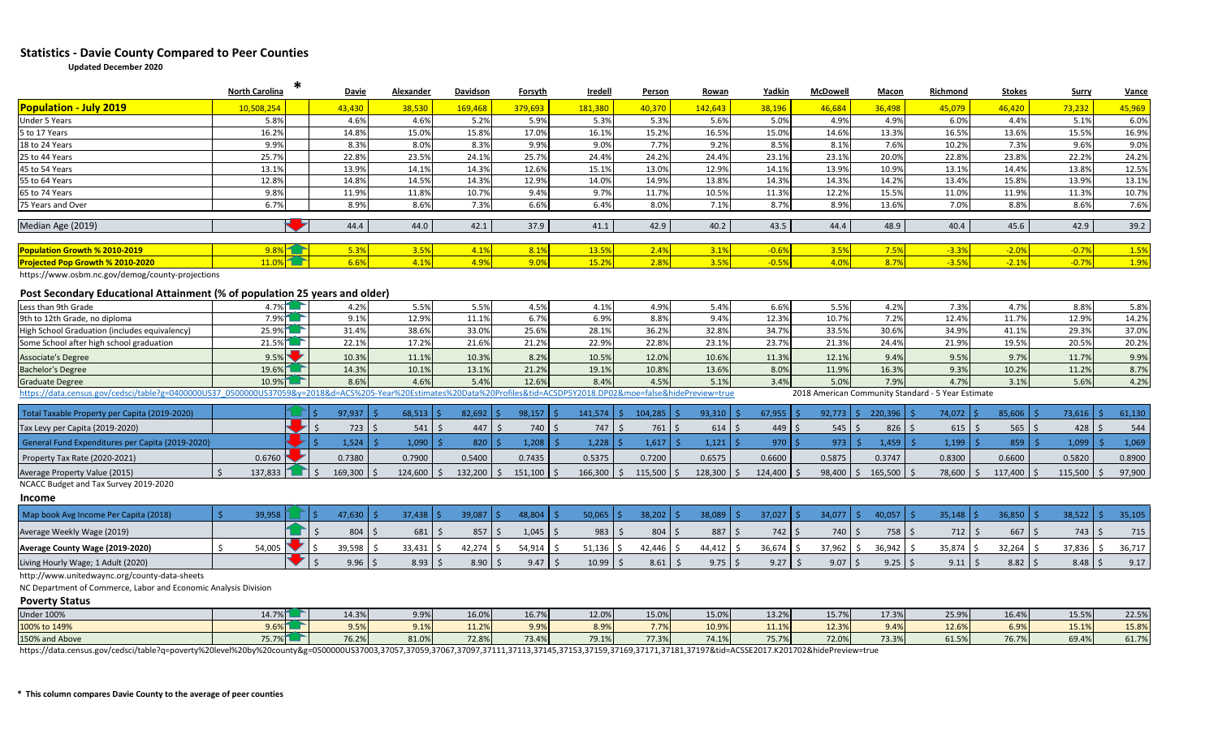# Statistics - Davie County Compared to Peer Counties

**Updated December 2020**

| | North Carolina | * | Davie | Alexander | Davidson | Forsyth | Iredell | Person | Rowan | Yadkin | McDowell | Macon | Richmond | Stokes | Surry | Vance |
|---|---|---|---|---|---|---|---|---|---|---|---|---|---|---|---|---|
| **Population - July 2019** | 10,508,254 | | 43,430 | 38,530 | 169,468 | 379,693 | 181,380 | 40,370 | 142,643 | 38,196 | 46,684 | 36,498 | 45,079 | 46,420 | 73,232 | 45,969 |
| Under 5 Years | 5.8% | | 4.6% | 4.6% | 5.2% | 5.9% | 5.3% | 5.3% | 5.6% | 5.0% | 4.9% | 4.9% | 6.0% | 4.4% | 5.1% | 6.0% |
| 5 to 17 Years | 16.2% | | 14.8% | 15.0% | 15.8% | 17.0% | 16.1% | 15.2% | 16.5% | 15.0% | 14.6% | 13.3% | 16.5% | 13.6% | 15.5% | 16.9% |
| 18 to 24 Years | 9.9% | | 8.3% | 8.0% | 8.3% | 9.9% | 9.0% | 7.7% | 9.2% | 8.5% | 8.1% | 7.6% | 10.2% | 7.3% | 9.6% | 9.0% |
| 25 to 44 Years | 25.7% | | 22.8% | 23.5% | 24.1% | 25.7% | 24.4% | 24.2% | 24.4% | 23.1% | 23.1% | 20.0% | 22.8% | 23.8% | 22.2% | 24.2% |
| 45 to 54 Years | 13.1% | | 13.9% | 14.1% | 14.3% | 12.6% | 15.1% | 13.0% | 12.9% | 14.1% | 13.9% | 10.9% | 13.1% | 14.4% | 13.8% | 12.5% |
| 55 to 64 Years | 12.8% | | 14.8% | 14.5% | 14.3% | 12.9% | 14.0% | 14.9% | 13.8% | 14.3% | 14.3% | 14.2% | 13.4% | 15.8% | 13.9% | 13.1% |
| 65 to 74 Years | 9.8% | | 11.9% | 11.8% | 10.7% | 9.4% | 9.7% | 11.7% | 10.5% | 11.3% | 12.2% | 15.5% | 11.0% | 11.9% | 11.3% | 10.7% |
| 75 Years and Over | 6.7% | | 8.9% | 8.6% | 7.3% | 6.6% | 6.4% | 8.0% | 7.1% | 8.7% | 8.9% | 13.6% | 7.0% | 8.8% | 8.6% | 7.6% |
| Median Age (2019) | | ▼ | 44.4 | 44.0 | 42.1 | 37.9 | 41.1 | 42.9 | 40.2 | 43.5 | 44.4 | 48.9 | 40.4 | 45.6 | 42.9 | 39.2 |
| **Population Growth % 2010-2019** | 9.8% | ▲ | 5.3% | 3.5% | 4.1% | 8.1% | 13.5% | 2.4% | 3.1% | -0.6% | 3.5% | 7.5% | -3.3% | -2.0% | -0.7% | 1.5% |
| **Projected Pop Growth % 2010-2020** | 11.0% | ▲ | 6.6% | 4.1% | 4.9% | 9.0% | 15.2% | 2.8% | 3.5% | -0.5% | 4.0% | 8.7% | -3.5% | -2.1% | -0.7% | 1.9% |

https://www.osbm.nc.gov/demog/county-projections

## Post Secondary Educational Attainment (% of population 25 years and older)

| | North Carolina | * | Davie | Alexander | Davidson | Forsyth | Iredell | Person | Rowan | Yadkin | McDowell | Macon | Richmond | Stokes | Surry | Vance |
|---|---|---|---|---|---|---|---|---|---|---|---|---|---|---|---|---|
| Less than 9th Grade | 4.7% | ▲ | 4.2% | 5.5% | 5.5% | 4.5% | 4.1% | 4.9% | 5.4% | 6.6% | 5.5% | 4.2% | 7.3% | 4.7% | 8.8% | 5.8% |
| 9th to 12th Grade, no diploma | 7.9% | ▲ | 9.1% | 12.9% | 11.1% | 6.7% | 6.9% | 8.8% | 9.4% | 12.3% | 10.7% | 7.2% | 12.4% | 11.7% | 12.9% | 14.2% |
| High School Graduation (includes equivalency) | 25.9% | ▲ | 31.4% | 38.6% | 33.0% | 25.6% | 28.1% | 36.2% | 32.8% | 34.7% | 33.5% | 30.6% | 34.9% | 41.1% | 29.3% | 37.0% |
| Some School after high school graduation | 21.5% | ▲ | 22.1% | 17.2% | 21.6% | 21.2% | 22.9% | 22.8% | 23.1% | 23.7% | 21.3% | 24.4% | 21.9% | 19.5% | 20.5% | 20.2% |
| Associate's Degree | 9.5% | ▼ | 10.3% | 11.1% | 10.3% | 8.2% | 10.5% | 12.0% | 10.6% | 11.3% | 12.1% | 9.4% | 9.5% | 9.7% | 11.7% | 9.9% |
| Bachelor's Degree | 19.6% | ▲ | 14.3% | 10.1% | 13.1% | 21.2% | 19.1% | 10.8% | 13.6% | 8.0% | 11.9% | 16.3% | 9.3% | 10.2% | 11.2% | 8.7% |
| Graduate Degree | 10.9% | ▲ | 8.6% | 4.6% | 5.4% | 12.6% | 8.4% | 4.5% | 5.1% | 3.4% | 5.0% | 7.9% | 4.7% | 3.1% | 5.6% | 4.2% |

https://data.census.gov/cedsci/table?g=0400000US37_0500000US37059&y=2018&d=ACS%205-Year%20Estimates%20Data%20Profiles&tid=ACSDP5Y2018.DP02&moe=false&hidePreview=true

2018 American Community Standard - 5 Year Estimate

| | North Carolina | * | Davie | Alexander | Davidson | Forsyth | Iredell | Person | Rowan | Yadkin | McDowell | Macon | Richmond | Stokes | Surry | Vance |
|---|---|---|---|---|---|---|---|---|---|---|---|---|---|---|---|---|
| Total Taxable Property per Capita (2019-2020) | | ▲ | $ 97,937 | $ 68,513 | $ 82,692 | $ 98,157 | $ 141,574 | $ 104,285 | $ 93,310 | $ 67,955 | $ 92,773 | $ 220,396 | $ 74,072 | $ 85,606 | $ 73,616 | $ 61,130 |
| Tax Levy per Capita (2019-2020) | | ▼ | $ 723 | $ 541 | $ 447 | $ 740 | $ 747 | $ 761 | $ 614 | $ 449 | $ 545 | $ 826 | $ 615 | $ 565 | $ 428 | $ 544 |
| General Fund Expenditures per Capita (2019-2020) | | ▼ | $ 1,524 | $ 1,090 | $ 820 | $ 1,208 | $ 1,228 | $ 1,617 | $ 1,121 | $ 970 | $ 973 | $ 1,459 | $ 1,199 | $ 859 | $ 1,099 | $ 1,069 |
| Property Tax Rate (2020-2021) | 0.6760 | ▼ | 0.7380 | 0.7900 | 0.5400 | 0.7435 | 0.5375 | 0.7200 | 0.6575 | 0.6600 | 0.5875 | 0.3747 | 0.8300 | 0.6600 | 0.5820 | 0.8900 |
| Average Property Value (2015) | $ 137,833 | ▲ | $ 169,300 | $ 124,600 | $ 132,200 | $ 151,100 | $ 166,300 | $ 115,500 | $ 128,300 | $ 124,400 | $ 98,400 | $ 165,500 | $ 78,600 | $ 117,400 | $ 115,500 | $ 97,900 |

NCACC Budget and Tax Survey 2019-2020

## Income

| | North Carolina | * | Davie | Alexander | Davidson | Forsyth | Iredell | Person | Rowan | Yadkin | McDowell | Macon | Richmond | Stokes | Surry | Vance |
|---|---|---|---|---|---|---|---|---|---|---|---|---|---|---|---|---|
| Map book Avg Income Per Capita (2018) | $ 39,958 | ▲ | $ 47,630 | $ 37,438 | $ 39,087 | $ 48,804 | $ 50,065 | $ 38,202 | $ 38,089 | $ 37,027 | $ 34,077 | $ 40,057 | $ 35,148 | $ 36,850 | $ 38,522 | $ 35,105 |
| Average Weekly Wage (2019) | | ▲ | $ 804 | $ 681 | $ 857 | $ 1,045 | $ 983 | $ 804 | $ 887 | $ 742 | $ 740 | $ 758 | $ 712 | $ 667 | $ 743 | $ 715 |
| **Average County Wage (2019-2020)** | $ 54,005 | ▼ | $ 39,598 | $ 33,431 | $ 42,274 | $ 54,914 | $ 51,136 | $ 42,446 | $ 44,412 | $ 36,674 | $ 37,962 | $ 36,942 | $ 35,874 | $ 32,264 | $ 37,836 | $ 36,717 |
| Living Hourly Wage; 1 Adult (2020) | | ▼ | $ 9.96 | $ 8.93 | $ 8.90 | $ 9.47 | $ 10.99 | $ 8.61 | $ 9.75 | $ 9.27 | $ 9.07 | $ 9.25 | $ 9.11 | $ 8.82 | $ 8.48 | $ 9.17 |

http://www.unitedwaync.org/county-data-sheets

NC Department of Commerce, Labor and Economic Analysis Division

## Poverty Status

| | North Carolina | * | Davie | Alexander | Davidson | Forsyth | Iredell | Person | Rowan | Yadkin | McDowell | Macon | Richmond | Stokes | Surry | Vance |
|---|---|---|---|---|---|---|---|---|---|---|---|---|---|---|---|---|
| Under 100% | 14.7% | ▲ | 14.3% | 9.9% | 16.0% | 16.7% | 12.0% | 15.0% | 15.0% | 13.2% | 15.7% | 17.3% | 25.9% | 16.4% | 15.5% | 22.5% |
| 100% to 149% | 9.6% | ▲ | 9.5% | 9.1% | 11.2% | 9.9% | 8.9% | 7.7% | 10.9% | 11.1% | 12.3% | 9.4% | 12.6% | 6.9% | 15.1% | 15.8% |
| 150% and Above | 75.7% | ▲ | 76.2% | 81.0% | 72.8% | 73.4% | 79.1% | 77.3% | 74.1% | 75.7% | 72.0% | 73.3% | 61.5% | 76.7% | 69.4% | 61.7% |

https://data.census.gov/cedsci/table?q=poverty%20level%20by%20county&g=0500000US37003,37057,37059,37067,37097,37111,37113,37145,37153,37159,37169,37171,37181,37197&tid=ACSSE2017.K201702&hidePreview=true

**\* This column compares Davie County to the average of peer counties**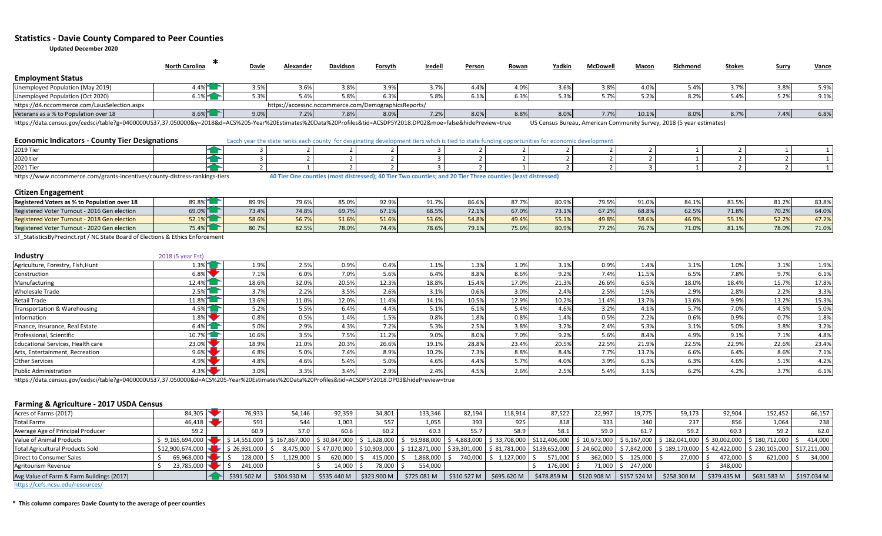# Statistics - Davie County Compared to Peer Counties

**Updated December 2020**

| | North Carolina * | | Davie | Alexander | Davidson | Forsyth | Iredell | Person | Rowan | Yadkin | McDowell | Macon | Richmond | Stokes | Surry | Vance |
|---|---|---|---|---|---|---|---|---|---|---|---|---|---|---|---|---|
| **Employment Status** | | | | | | | | | | | | | | | | |
| Unemployed Population (May 2019) | 4.4% | | 3.5% | 3.6% | 3.8% | 3.9% | 3.7% | 4.4% | 4.0% | 3.6% | 3.8% | 4.0% | 5.4% | 3.7% | 3.8% | 5.9% |
| Unemployed Population (Oct 2020) | 6.1% | | 5.3% | 5.4% | 5.8% | 6.3% | 5.8% | 6.1% | 6.3% | 5.3% | 5.7% | 5.2% | 8.2% | 5.4% | 5.2% | 9.1% |
| https://d4.nccommerce.com/LausSelection.aspx | | | | https://accessnc.nccommerce.com/DemographicsReports/ | | | | | | | | | | | | |
| Veterans as a % to Population over 18 | 8.6% | | 9.0% | 7.2% | 7.8% | 8.0% | 7.2% | 8.0% | 8.8% | 8.0% | 7.7% | 10.1% | 8.0% | 8.7% | 7.4% | 6.8% |

https://data.census.gov/cedsci/table?g=0400000US37,37.050000&y=2018&d=ACS%205-Year%20Estimates%20Data%20Profiles&tid=ACSDP5Y2018.DP02&moe=false&hidePreview=true US Census Bureau, American Community Survey, 2018 (5 year estimates)

## Economic Indicators - County Tier Designations

Eacch year the state ranks each county for desginating development tiers whch is tied to state funding opportunities for economic development

| | North Carolina * | | Davie | Alexander | Davidson | Forsyth | Iredell | Person | Rowan | Yadkin | McDowell | Macon | Richmond | Stokes | Surry | Vance |
|---|---|---|---|---|---|---|---|---|---|---|---|---|---|---|---|---|
| 2019 Tier | | | 3 | 2 | 2 | 2 | 3 | 2 | 2 | 2 | 2 | 2 | 1 | 2 | 1 | 1 |
| 2020 tier | | | 3 | 2 | 2 | 2 | 3 | 2 | 2 | 2 | 2 | 2 | 1 | 2 | 2 | 1 |
| 2021 Tier | | | 2 | 1 | 2 | 2 | 3 | 2 | 1 | 2 | 2 | 3 | 1 | 2 | 2 | 1 |

https://www.nccommerce.com/grants-incentives/county-distress-rankings-tiers **40 Tier One counties (most distressed); 40 Tier Two counties; and 20 Tier Three counties (least distressed)**

## Citizen Engagement

| | North Carolina * | | Davie | Alexander | Davidson | Forsyth | Iredell | Person | Rowan | Yadkin | McDowell | Macon | Richmond | Stokes | Surry | Vance |
|---|---|---|---|---|---|---|---|---|---|---|---|---|---|---|---|---|
| Registered Voters as % to Population over 18 | 89.8% | | 89.9% | 79.6% | 85.0% | 92.9% | 91.7% | 86.6% | 87.7% | 80.9% | 79.5% | 91.0% | 84.1% | 83.5% | 81.2% | 83.8% |
| Registered Voter Turnout - 2016 Gen election | 69.0% | | 73.4% | 74.8% | 69.7% | 67.1% | 68.5% | 72.1% | 67.0% | 73.1% | 67.2% | 68.8% | 62.5% | 71.8% | 70.2% | 64.0% |
| Registered Voter Turnout - 2018 Gen election | 52.1% | | 58.6% | 56.7% | 51.6% | 51.6% | 53.6% | 54.8% | 49.4% | 55.1% | 49.8% | 58.6% | 46.9% | 55.1% | 52.2% | 47.2% |
| Registered Voter Turnout - 2020 Gen election | 75.4% | | 80.7% | 82.5% | 78.0% | 74.4% | 78.6% | 79.1% | 75.6% | 80.9% | 77.2% | 76.7% | 71.0% | 81.1% | 78.0% | 71.0% |

ST_StatisticsByPrecinct.rpt / NC State Board of Elections & Ethics Enforcement

## Industry

| Industry | 2018 (5 year Est) | | Davie | Alexander | Davidson | Forsyth | Iredell | Person | Rowan | Yadkin | McDowell | Macon | Richmond | Stokes | Surry | Vance |
|---|---|---|---|---|---|---|---|---|---|---|---|---|---|---|---|---|
| Agriculture, Forestry, Fish,Hunt | 1.3% | | 1.9% | 2.5% | 0.9% | 0.4% | 1.1% | 1.3% | 1.0% | 3.1% | 0.9% | 1.4% | 3.1% | 1.0% | 3.1% | 1.9% |
| Construction | 6.8% | | 7.1% | 6.0% | 7.0% | 5.6% | 6.4% | 8.8% | 8.6% | 9.2% | 7.4% | 11.5% | 6.5% | 7.8% | 9.7% | 6.1% |
| Manufacturing | 12.4% | | 18.6% | 32.0% | 20.5% | 12.3% | 18.8% | 15.4% | 17.0% | 21.3% | 26.6% | 6.5% | 18.0% | 18.4% | 15.7% | 17.8% |
| Wholesale Trade | 2.5% | | 3.7% | 2.2% | 3.5% | 2.6% | 3.1% | 0.6% | 3.0% | 2.4% | 2.5% | 1.9% | 2.9% | 2.8% | 2.2% | 3.3% |
| Retail Trade | 11.8% | | 13.6% | 11.0% | 12.0% | 11.4% | 14.1% | 10.5% | 12.9% | 10.2% | 11.4% | 13.7% | 13.6% | 9.9% | 13.2% | 15.3% |
| Transportation & Warehousing | 4.5% | | 5.2% | 5.5% | 6.4% | 4.4% | 5.1% | 6.1% | 5.4% | 4.6% | 3.2% | 4.1% | 5.7% | 7.0% | 4.5% | 5.0% |
| Information | 1.8% | | 0.8% | 0.5% | 1.4% | 1.5% | 0.8% | 1.8% | 0.8% | 1.4% | 0.5% | 2.2% | 0.6% | 0.9% | 0.7% | 1.8% |
| Finance, Insurance, Real Estate | 6.4% | | 5.0% | 2.9% | 4.3% | 7.2% | 5.3% | 2.5% | 3.8% | 3.2% | 2.4% | 5.3% | 3.1% | 5.0% | 3.8% | 3.2% |
| Professional, Scientific | 10.7% | | 10.6% | 3.5% | 7.5% | 11.2% | 9.0% | 8.0% | 7.0% | 9.2% | 5.6% | 8.4% | 4.9% | 9.1% | 7.1% | 4.8% |
| Educational Services, Health care | 23.0% | | 18.9% | 21.0% | 20.3% | 26.6% | 19.1% | 28.8% | 23.4% | 20.5% | 22.5% | 21.9% | 22.5% | 22.9% | 22.6% | 23.4% |
| Arts, Entertainment, Recreation | 9.6% | | 6.8% | 5.0% | 7.4% | 8.9% | 10.2% | 7.3% | 8.8% | 8.4% | 7.7% | 13.7% | 6.6% | 6.4% | 8.6% | 7.1% |
| Other Services | 4.9% | | 4.8% | 4.6% | 5.4% | 5.0% | 4.6% | 4.4% | 5.7% | 4.0% | 3.9% | 6.3% | 6.3% | 4.6% | 5.1% | 4.2% |
| Public Administration | 4.3% | | 3.0% | 3.3% | 3.4% | 2.9% | 2.4% | 4.5% | 2.6% | 2.5% | 5.4% | 3.1% | 6.2% | 4.2% | 3.7% | 6.1% |

https://data.census.gov/cedsci/table?g=0400000US37,37.050000&d=ACS%205-Year%20Estimates%20Data%20Profiles&tid=ACSDP5Y2018.DP03&hidePreview=true

## Farming & Agriculture - 2017 USDA Census

| | North Carolina * | | Davie | Alexander | Davidson | Forsyth | Iredell | Person | Rowan | Yadkin | McDowell | Macon | Richmond | Stokes | Surry | Vance |
|---|---|---|---|---|---|---|---|---|---|---|---|---|---|---|---|---|
| Acres of Farms (2017) | 84,305 | | 76,933 | 54,146 | 92,359 | 34,801 | 133,346 | 82,194 | 118,914 | 87,522 | 22,997 | 19,775 | 59,173 | 92,904 | 152,452 | 66,157 |
| Total Farms | 46,418 | | 591 | 544 | 1,003 | 557 | 1,055 | 393 | 925 | 818 | 333 | 340 | 237 | 856 | 1,064 | 238 |
| Average Age of Principal Producer | 59.2 | | 60.9 | 57.0 | 60.6 | 60.2 | 60.3 | 55.7 | 58.9 | 58.1 | 59.0 | 61.7 | 59.2 | 60.3 | 59.2 | 62.0 |
| Value of Animal Products | $ 9,165,694,000 | | $ 14,551,000 | $ 167,867,000 | $ 30,847,000 | $ 1,628,000 | $ 93,988,000 | $ 4,883,000 | $ 33,708,000 | $112,406,000 | $ 10,673,000 | $ 6,167,000 | $ 182,041,000 | $ 30,002,000 | $ 180,712,000 | $ 414,000 |
| Total Agricultural Products Sold | $12,900,674,000 | | $ 26,931,000 | $ 8,475,000 | $ 47,070,000 | $ 10,903,000 | $ 112,871,000 | $39,301,000 | $ 81,781,000 | $139,652,000 | $ 24,602,000 | $ 7,842,000 | $ 189,170,000 | $ 42,422,000 | $ 230,105,000 | $17,211,000 |
| Direct to Consumer Sales | $ 69,968,000 | | $ 128,000 | $ 1,129,000 | $ 620,000 | $ 415,000 | $ 1,868,000 | $ 740,000 | $ 1,127,000 | $ 571,000 | $ 362,000 | $ 125,000 | $ 27,000 | $ 472,000 | $ 621,000 | $ 34,000 |
| Agritourism Revenue | $ 23,785,000 | | $ 241,000 | | $ 14,000 | $ 78,000 | $ 554,000 | | | $ 176,000 | $ 71,000 | $ 247,000 | | $ 348,000 | | |
| Avg Value of Farm & Farm Buildings (2017) | | | $391.502 M | $304.930 M | $535.440 M | $323.900 M | $725.081 M | $310.527 M | $695.620 M | $478.859 M | $120.908 M | $157.524 M | $258.300 M | $379.435 M | $681.583 M | $197.034 M |

https://cefs.ncsu.edu/resources/

**\* This column compares Davie County to the average of peer counties**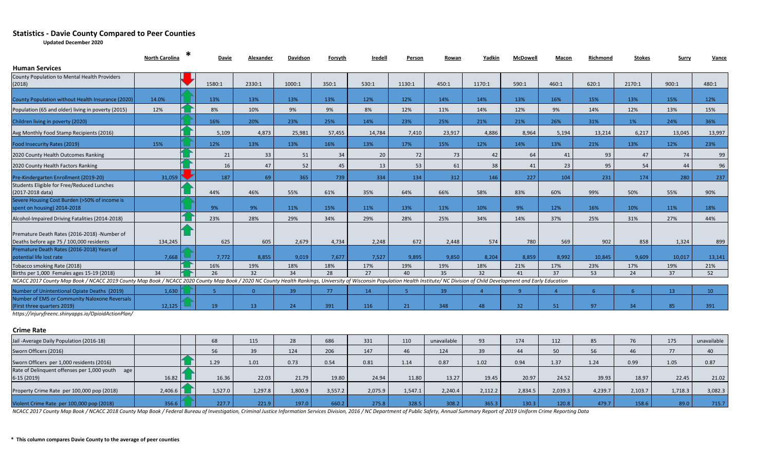# Statistics - Davie County Compared to Peer Counties

**Updated December 2020**

## Human Services

| | North Carolina | * | Davie | Alexander | Davidson | Forsyth | Iredell | Person | Rowan | Yadkin | McDowell | Macon | Richmond | Stokes | Surry | Vance |
|---|---|---|---|---|---|---|---|---|---|---|---|---|---|---|---|---|
| County Population to Mental Health Providers (2018) | | ↓ | 1580:1 | 2330:1 | 1000:1 | 350:1 | 530:1 | 1130:1 | 450:1 | 1170:1 | 590:1 | 460:1 | 620:1 | 2170:1 | 900:1 | 480:1 |
| County Population without Health Insurance (2020) | 14.0% | ↑ | 13% | 13% | 13% | 13% | 12% | 12% | 14% | 14% | 13% | 16% | 15% | 13% | 15% | 12% |
| Population (65 and older) living in poverty (2015) | 12% | ↑ | 8% | 10% | 9% | 9% | 8% | 12% | 11% | 14% | 12% | 9% | 14% | 12% | 13% | 15% |
| Children living in poverty (2020) | | ↑ | 16% | 20% | 23% | 25% | 14% | 23% | 25% | 21% | 21% | 26% | 31% | 1% | 24% | 36% |
| Avg Monthly Food Stamp Recipients (2016) | | ↑ | 5,109 | 4,873 | 25,981 | 57,455 | 14,784 | 7,410 | 23,917 | 4,886 | 8,964 | 5,194 | 13,214 | 6,217 | 13,045 | 13,997 |
| Food Insecurity Rates (2019) | 15% | ↑ | 12% | 13% | 13% | 16% | 13% | 17% | 15% | 12% | 14% | 13% | 21% | 13% | 12% | 23% |
| 2020 County Health Outcomes Ranking | | ↑ | 21 | 33 | 51 | 34 | 20 | 72 | 73 | 42 | 64 | 41 | 93 | 47 | 74 | 99 |
| 2020 County Health Factors Ranking | | ↑ | 16 | 47 | 52 | 45 | 13 | 53 | 61 | 38 | 41 | 23 | 95 | 54 | 44 | 96 |
| Pre-Kindergarten Enrollment (2019-20) | 31,059 | ↓ | 187 | 69 | 365 | 739 | 334 | 134 | 312 | 146 | 227 | 104 | 231 | 174 | 280 | 237 |
| Students Eligible for Free/Reduced Lunches (2017-2018 data) | | ↑ | 44% | 46% | 55% | 61% | 35% | 64% | 66% | 58% | 83% | 60% | 99% | 50% | 55% | 90% |
| Severe Housing Cost Burden (>50% of income is spent on housing) 2014-2018 | | ↑ | 9% | 9% | 11% | 15% | 11% | 13% | 11% | 10% | 9% | 12% | 16% | 10% | 11% | 18% |
| Alcohol-Impaired Driving Fatalities (2014-2018) | | ↑ | 23% | 28% | 29% | 34% | 29% | 28% | 25% | 34% | 14% | 37% | 25% | 31% | 27% | 44% |
| Premature Death Rates (2016-2018) -Number of Deaths before age 75 / 100,000 residents | 134,245 | ↑ | 625 | 605 | 2,679 | 4,734 | 2,248 | 672 | 2,448 | 574 | 780 | 569 | 902 | 858 | 1,324 | 899 |
| Premature Death Rates (2016-2018) Years of potential life lost rate | 7,668 | ↑ | 7,772 | 8,855 | 9,019 | 7,677 | 7,527 | 9,895 | 9,850 | 8,204 | 8,859 | 8,992 | 10,845 | 9,609 | 10,017 | 13,141 |
| Tobacco smoking Rate (2018) | | ↑ | 16% | 19% | 18% | 18% | 17% | 19% | 19% | 18% | 21% | 17% | 23% | 17% | 19% | 21% |
| Births per 1,000 Females ages 15-19 (2018) | 34 | ↑ | 26 | 32 | 34 | 28 | 27 | 40 | 35 | 32 | 41 | 37 | 53 | 24 | 37 | 52 |
| Number of Unintentional Opiate Deaths (2019) | 1,630 | ↑ | 5 | 0 | 39 | 77 | 14 | 5 | 39 | 4 | 9 | 4 | 6 | 6 | 13 | 10 |
| Number of EMS or Community Naloxone Reversals (First three quarters 2019) | 12,125 | ↑ | 19 | 13 | 24 | 391 | 116 | 21 | 348 | 48 | 32 | 51 | 97 | 34 | 85 | 391 |

*NCACC 2017 County Map Book / NCACC 2019 County Map Book / NCACC 2020 County Map Book / 2020 NC County Health Rankings, University of Wisconsin Population Health Institute/ NC Division of Child Development and Early Education*

*https://injuryfreenc.shinyapps.io/OpioidActionPlan/*

## Crime Rate

| | North Carolina | * | Davie | Alexander | Davidson | Forsyth | Iredell | Person | Rowan | Yadkin | McDowell | Macon | Richmond | Stokes | Surry | Vance |
|---|---|---|---|---|---|---|---|---|---|---|---|---|---|---|---|---|
| Jail -Average Daily Population (2016-18) | | | 68 | 115 | 28 | 686 | 331 | 110 | unavailable | 93 | 174 | 112 | 85 | 76 | 175 | unavailable |
| Sworn Officers (2016) | | | 56 | 39 | 124 | 206 | 147 | 46 | 124 | 39 | 44 | 50 | 56 | 46 | 77 | 40 |
| Sworn Officers per 1,000 residents (2016) | | ↑ | 1.29 | 1.01 | 0.73 | 0.54 | 0.81 | 1.14 | 0.87 | 1.02 | 0.94 | 1.37 | 1.24 | 0.99 | 1.05 | 0.87 |
| Rate of Delinquent offenses per 1,000 youth age 6-15 (2019) | 16.82 | ↑ | 16.36 | 22.03 | 21.79 | 19.80 | 24.94 | 11.80 | 13.27 | 19.45 | 20.97 | 24.52 | 39.93 | 18.97 | 22.45 | 21.02 |
| Property Crime Rate per 100,000 pop (2018) | 2,406.6 | ↑ | 1,527.0 | 1,297.8 | 1,800.9 | 3,557.2 | 2,075.9 | 1,547.1 | 2,240.4 | 2,112.2 | 2,834.5 | 2,039.3 | 4,239.7 | 2,103.7 | 1,718.3 | 3,082.3 |
| Violent Crime Rate per 100,000 pop (2018) | 356.6 | ↑ | 227.7 | 221.9 | 197.0 | 660.2 | 275.8 | 328.5 | 308.2 | 365.3 | 130.3 | 120.8 | 479.7 | 158.6 | 89.0 | 715.7 |

*NCACC 2017 County Map Book / NCACC 2018 County Map Book / Federal Bureau of Investigation, Criminal Justice Information Services Division, 2016 / NC Department of Public Safety, Annual Summary Report of 2019 Uniform Crime Reporting Data*

**\* This column compares Davie County to the average of peer counties**